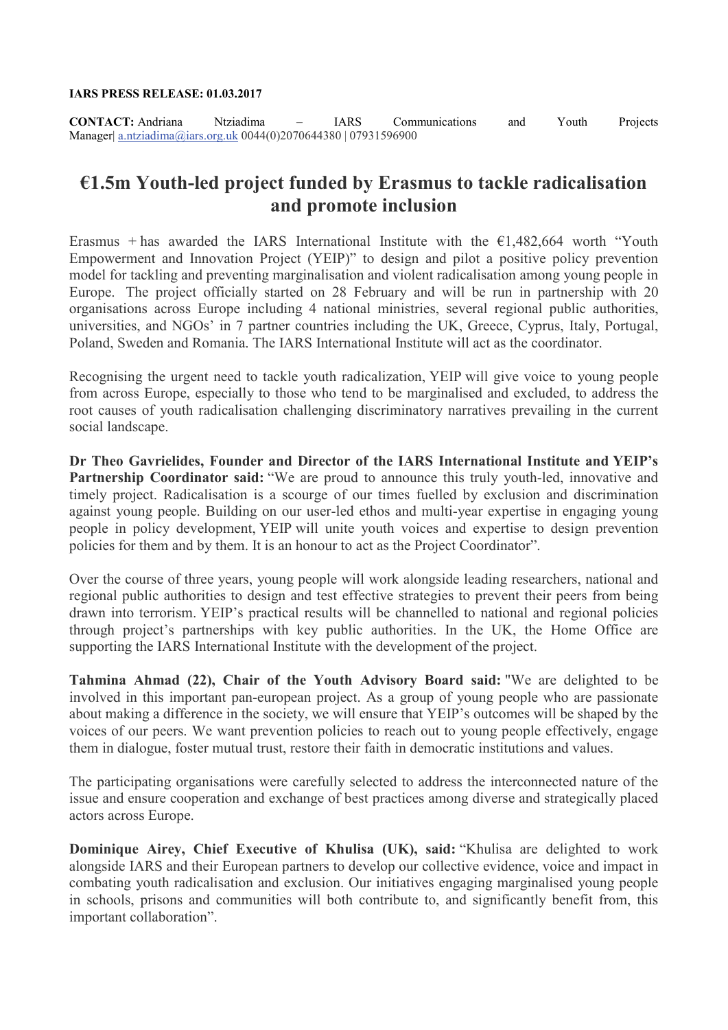**IARS PRESS RELEASE: 01.03.2017**

**CONTACT:** Andriana Ntziadima – IARS Communications and Youth Projects Manager| a.ntziadima@iars.org.uk 0044(0)2070644380 | 07931596900

# €1.5m Youth-led project funded by Erasmus to tackle radicalisation and promote inclusion

Erasmus + has awarded the IARS International Institute with the €1,482,664 worth "Youth Empowerment and Innovation Project (YEIP)" to design and pilot a positive policy prevention model for tackling and preventing marginalisation and violent radicalisation among young people in Europe. The project officially started on 28 February and will be run in partnership with 20 organisations across Europe including 4 national ministries, several regional public authorities, universities, and NGOs' in 7 partner countries including the UK, Greece, Cyprus, Italy, Portugal, Poland, Sweden and Romania. The IARS International Institute will act as the coordinator.

Recognising the urgent need to tackle youth radicalization, YEIP will give voice to young people from across Europe, especially to those who tend to be marginalised and excluded, to address the root causes of youth radicalisation challenging discriminatory narratives prevailing in the current social landscape.

**Dr Theo Gavrielides, Founder and Director of the IARS International Institute and YEIP's Partnership Coordinator said:** "We are proud to announce this truly youth-led, innovative and timely project. Radicalisation is a scourge of our times fuelled by exclusion and discrimination against young people. Building on our user-led ethos and multi-year expertise in engaging young people in policy development, YEIP will unite youth voices and expertise to design prevention policies for them and by them. It is an honour to act as the Project Coordinator".

Over the course of three years, young people will work alongside leading researchers, national and regional public authorities to design and test effective strategies to prevent their peers from being drawn into terrorism. YEIP's practical results will be channelled to national and regional policies through project's partnerships with key public authorities. In the UK, the Home Office are supporting the IARS International Institute with the development of the project.

**Tahmina Ahmad (22), Chair of the Youth Advisory Board said:** "We are delighted to be involved in this important pan-european project. As a group of young people who are passionate about making a difference in the society, we will ensure that YEIP's outcomes will be shaped by the voices of our peers. We want prevention policies to reach out to young people effectively, engage them in dialogue, foster mutual trust, restore their faith in democratic institutions and values.

The participating organisations were carefully selected to address the interconnected nature of the issue and ensure cooperation and exchange of best practices among diverse and strategically placed actors across Europe.

**Dominique Airey, Chief Executive of Khulisa (UK), said:** "Khulisa are delighted to work alongside IARS and their European partners to develop our collective evidence, voice and impact in combating youth radicalisation and exclusion. Our initiatives engaging marginalised young people in schools, prisons and communities will both contribute to, and significantly benefit from, this important collaboration".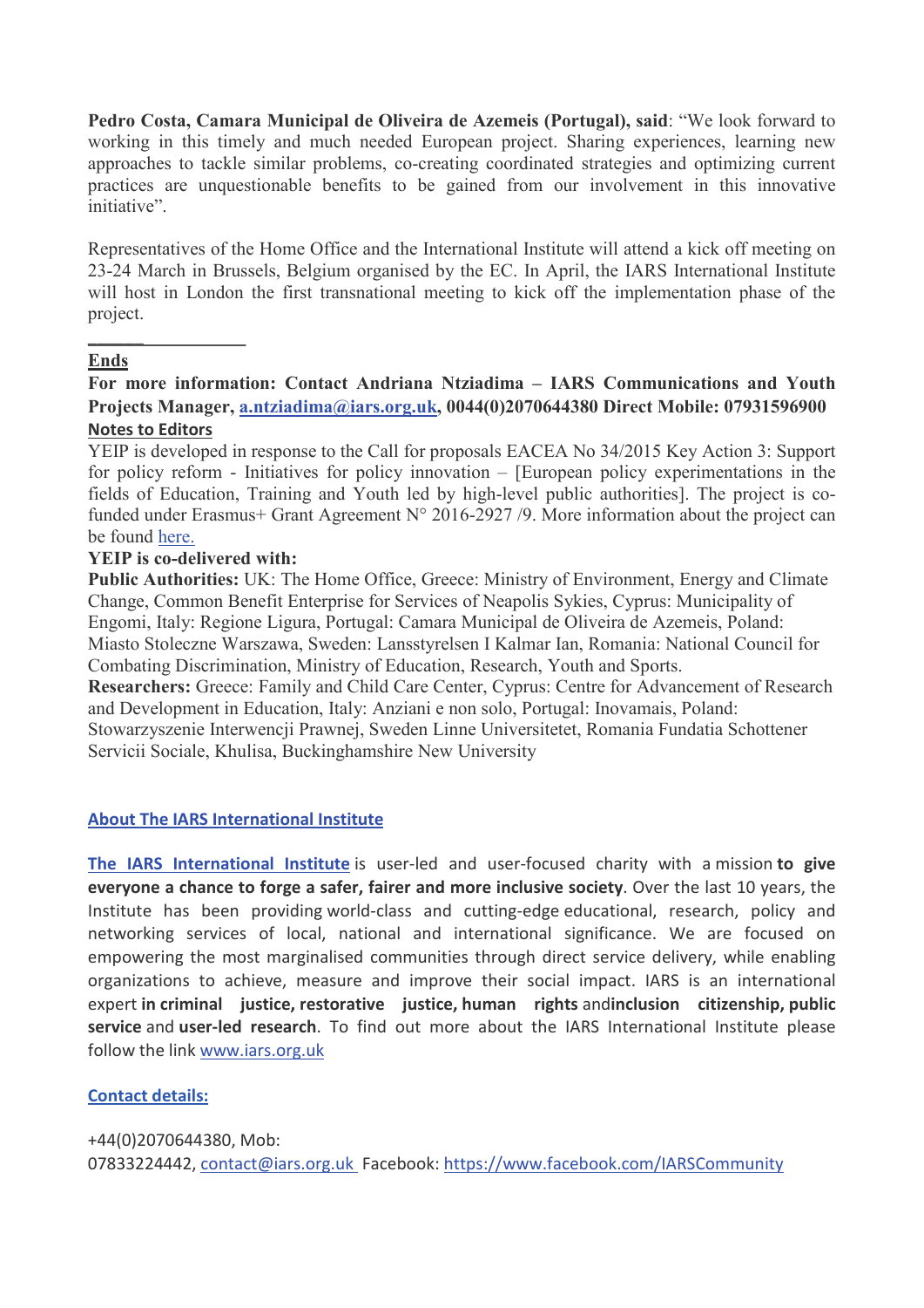**Pedro Costa, Camara Municipal de Oliveira de Azemeis (Portugal), said**: "We look forward to working in this timely and much needed European project. Sharing experiences, learning new approaches to tackle similar problems, co-creating coordinated strategies and optimizing current practices are unquestionable benefits to be gained from our involvement in this innovative initiative".

Representatives of the Home Office and the International Institute will attend a kick off meeting on 23-24 March in Brussels, Belgium organised by the EC. In April, the IARS International Institute will host in London the first transnational meeting to kick off the implementation phase of the project.

**Ends**

**For more information: Contact Andriana Ntziadima – IARS Communications and Youth Projects Manager, a.ntziadima@iars.org.uk, 0044(0)2070644380 Direct Mobile: 07931596900**

**Notes to Editors**

YEIP is developed in response to the Call for proposals EACEA No 34/2015 Key Action 3: Support for policy reform - Initiatives for policy innovation – [European policy experimentations in the fields of Education, Training and Youth led by high-level public authorities]. The project is co-funded under Erasmus+ Grant Agreement N° 2016-2927 /9. More information about the project can be found here.

**YEIP is co-delivered with:**

**Public Authorities:** UK: The Home Office, Greece: Ministry of Environment, Energy and Climate Change, Common Benefit Enterprise for Services of Neapolis Sykies, Cyprus: Municipality of Engomi, Italy: Regione Ligura, Portugal: Camara Municipal de Oliveira de Azemeis, Poland: Miasto Stoleczne Warszawa, Sweden: Lansstyrelsen I Kalmar Ian, Romania: National Council for Combating Discrimination, Ministry of Education, Research, Youth and Sports.

**Researchers:** Greece: Family and Child Care Center, Cyprus: Centre for Advancement of Research and Development in Education, Italy: Anziani e non solo, Portugal: Inovamais, Poland: Stowarzyszenie Interwencji Prawnej, Sweden Linne Universitetet, Romania Fundatia Schottener Servicii Sociale, Khulisa, Buckinghamshire New University

**About The IARS International Institute**

The IARS International Institute is user-led and user-focused charity with a mission **to give everyone a chance to forge a safer, fairer and more inclusive society**. Over the last 10 years, the Institute has been providing world-class and cutting-edge educational, research, policy and networking services of local, national and international significance. We are focused on empowering the most marginalised communities through direct service delivery, while enabling organizations to achieve, measure and improve their social impact. IARS is an international expert **in criminal justice, restorative justice, human rights** and **inclusion citizenship, public service** and **user-led research**. To find out more about the IARS International Institute please follow the link www.iars.org.uk

**Contact details:**

+44(0)2070644380, Mob: 07833224442, contact@iars.org.uk Facebook: https://www.facebook.com/IARSCommunity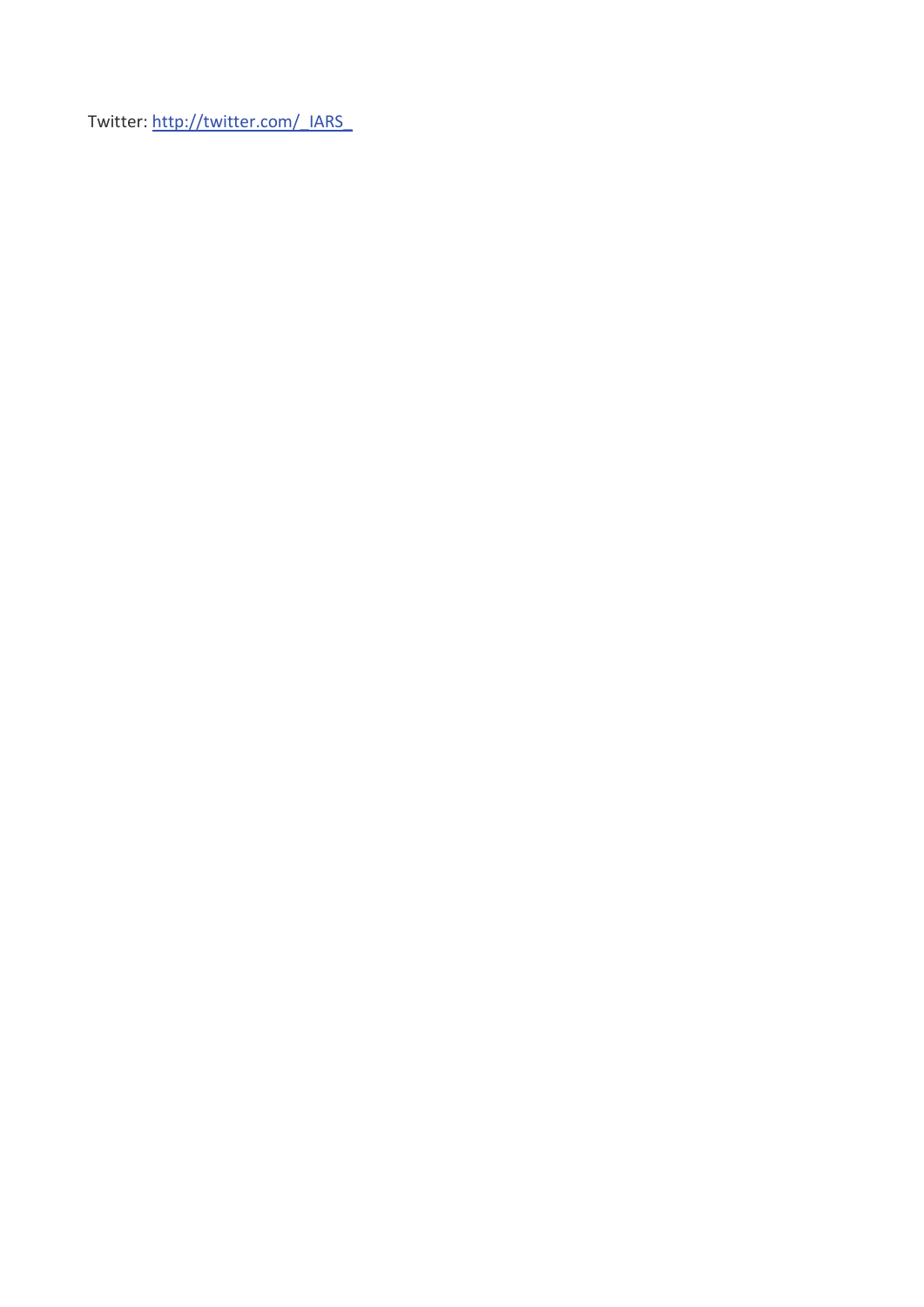Twitter: [http://twitter.com/_IARS_](http://twitter.com/_IARS_)